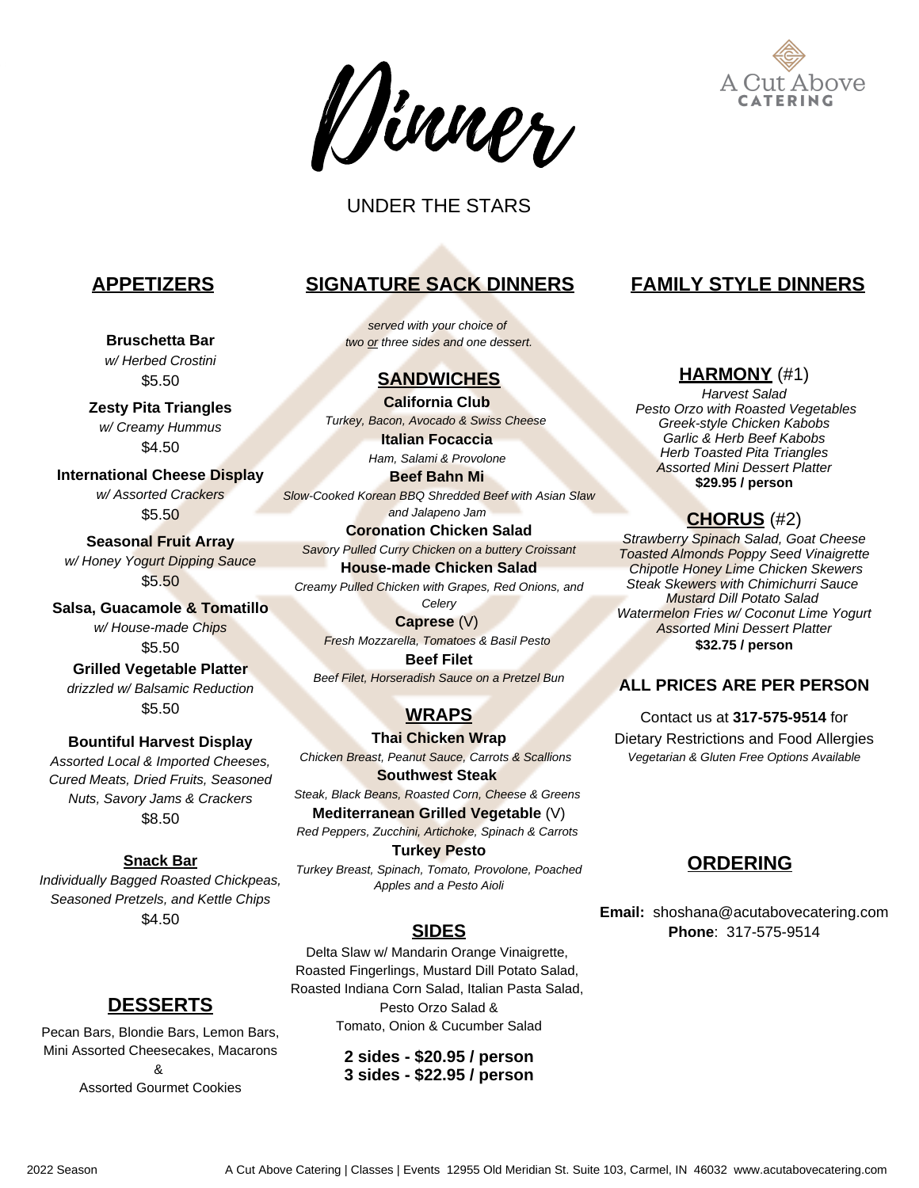# Dinner

UNDER THE STARS

A Cut Above CATERING

## APPETIZERS

**Bruschetta Bar**
*w/ Herbed Crostini*
$5.50

**Zesty Pita Triangles**
*w/ Creamy Hummus*
$4.50

**International Cheese Display**
*w/ Assorted Crackers*
$5.50

**Seasonal Fruit Array**
*w/ Honey Yogurt Dipping Sauce*
$5.50

**Salsa, Guacamole & Tomatillo**
*w/ House-made Chips*
$5.50

**Grilled Vegetable Platter**
*drizzled w/ Balsamic Reduction*
$5.50

**Bountiful Harvest Display**
*Assorted Local & Imported Cheeses, Cured Meats, Dried Fruits, Seasoned Nuts, Savory Jams & Crackers*
$8.50

**Snack Bar**
*Individually Bagged Roasted Chickpeas, Seasoned Pretzels, and Kettle Chips*
$4.50

## DESSERTS

Pecan Bars, Blondie Bars, Lemon Bars, Mini Assorted Cheesecakes, Macarons & Assorted Gourmet Cookies

## SIGNATURE SACK DINNERS

*served with your choice of two or three sides and one dessert.*

### SANDWICHES

**California Club**
*Turkey, Bacon, Avocado & Swiss Cheese*

**Italian Focaccia**
*Ham, Salami & Provolone*

**Beef Bahn Mi**
*Slow-Cooked Korean BBQ Shredded Beef with Asian Slaw and Jalapeno Jam*

**Coronation Chicken Salad**
*Savory Pulled Curry Chicken on a buttery Croissant*

**House-made Chicken Salad**
*Creamy Pulled Chicken with Grapes, Red Onions, and Celery*

**Caprese** (V)
*Fresh Mozzarella, Tomatoes & Basil Pesto*

**Beef Filet**
*Beef Filet, Horseradish Sauce on a Pretzel Bun*

### WRAPS

**Thai Chicken Wrap**
*Chicken Breast, Peanut Sauce, Carrots & Scallions*

**Southwest Steak**
*Steak, Black Beans, Roasted Corn, Cheese & Greens*

**Mediterranean Grilled Vegetable** (V)
*Red Peppers, Zucchini, Artichoke, Spinach & Carrots*

**Turkey Pesto**
*Turkey Breast, Spinach, Tomato, Provolone, Poached Apples and a Pesto Aioli*

### SIDES

Delta Slaw w/ Mandarin Orange Vinaigrette, Roasted Fingerlings, Mustard Dill Potato Salad, Roasted Indiana Corn Salad, Italian Pasta Salad, Pesto Orzo Salad & Tomato, Onion & Cucumber Salad

**2 sides - $20.95 / person**
**3 sides - $22.95 / person**

## FAMILY STYLE DINNERS

### HARMONY (#1)

*Harvest Salad*
*Pesto Orzo with Roasted Vegetables*
*Greek-style Chicken Kabobs*
*Garlic & Herb Beef Kabobs*
*Herb Toasted Pita Triangles*
*Assorted Mini Dessert Platter*
**$29.95 / person**

### CHORUS (#2)

*Strawberry Spinach Salad, Goat Cheese Toasted Almonds Poppy Seed Vinaigrette*
*Chipotle Honey Lime Chicken Skewers*
*Steak Skewers with Chimichurri Sauce*
*Mustard Dill Potato Salad*
*Watermelon Fries w/ Coconut Lime Yogurt*
*Assorted Mini Dessert Platter*
**$32.75 / person**

**ALL PRICES ARE PER PERSON**

Contact us at **317-575-9514** for Dietary Restrictions and Food Allergies
*Vegetarian & Gluten Free Options Available*

## ORDERING

**Email:** shoshana@acutabovecatering.com
**Phone**: 317-575-9514

2022 Season

A Cut Above Catering | Classes | Events 12955 Old Meridian St. Suite 103, Carmel, IN 46032 www.acutabovecatering.com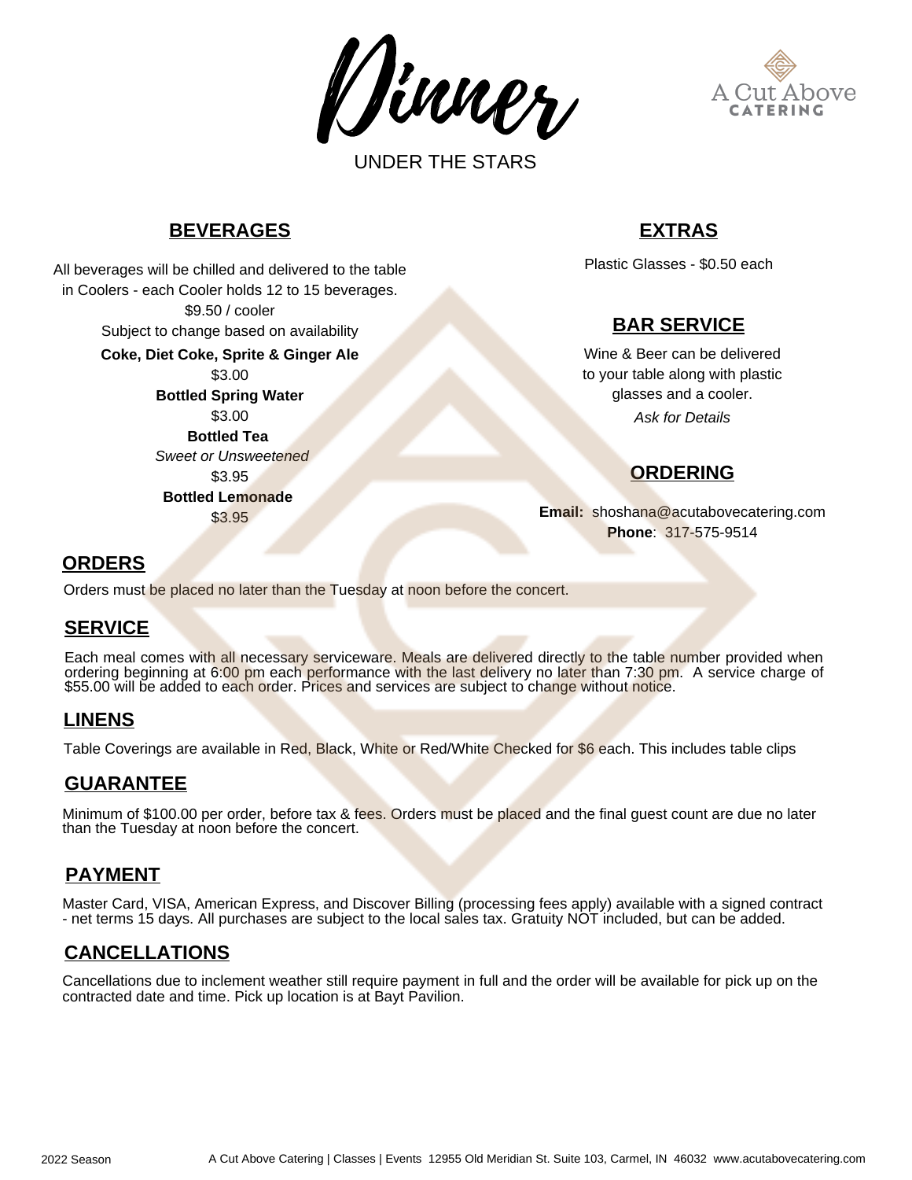# Dinner

UNDER THE STARS

A Cut Above CATERING

## BEVERAGES

All beverages will be chilled and delivered to the table in Coolers - each Cooler holds 12 to 15 beverages.
$9.50 / cooler
Subject to change based on availability

**Coke, Diet Coke, Sprite & Ginger Ale**
$3.00

**Bottled Spring Water**
$3.00

**Bottled Tea**
*Sweet or Unsweetened*
$3.95

**Bottled Lemonade**
$3.95

## EXTRAS

Plastic Glasses - $0.50 each

## BAR SERVICE

Wine & Beer can be delivered to your table along with plastic glasses and a cooler.
*Ask for Details*

## ORDERING

**Email:** shoshana@acutabovecatering.com
**Phone**: 317-575-9514

## ORDERS

Orders must be placed no later than the Tuesday at noon before the concert.

## SERVICE

Each meal comes with all necessary serviceware. Meals are delivered directly to the table number provided when ordering beginning at 6:00 pm each performance with the last delivery no later than 7:30 pm. A service charge of $55.00 will be added to each order. Prices and services are subject to change without notice.

## LINENS

Table Coverings are available in Red, Black, White or Red/White Checked for $6 each. This includes table clips

## GUARANTEE

Minimum of $100.00 per order, before tax & fees. Orders must be placed and the final guest count are due no later than the Tuesday at noon before the concert.

## PAYMENT

Master Card, VISA, American Express, and Discover Billing (processing fees apply) available with a signed contract - net terms 15 days. All purchases are subject to the local sales tax. Gratuity NOT included, but can be added.

## CANCELLATIONS

Cancellations due to inclement weather still require payment in full and the order will be available for pick up on the contracted date and time. Pick up location is at Bayt Pavilion.

2022 Season    A Cut Above Catering | Classes | Events 12955 Old Meridian St. Suite 103, Carmel, IN 46032 www.acutabovecatering.com